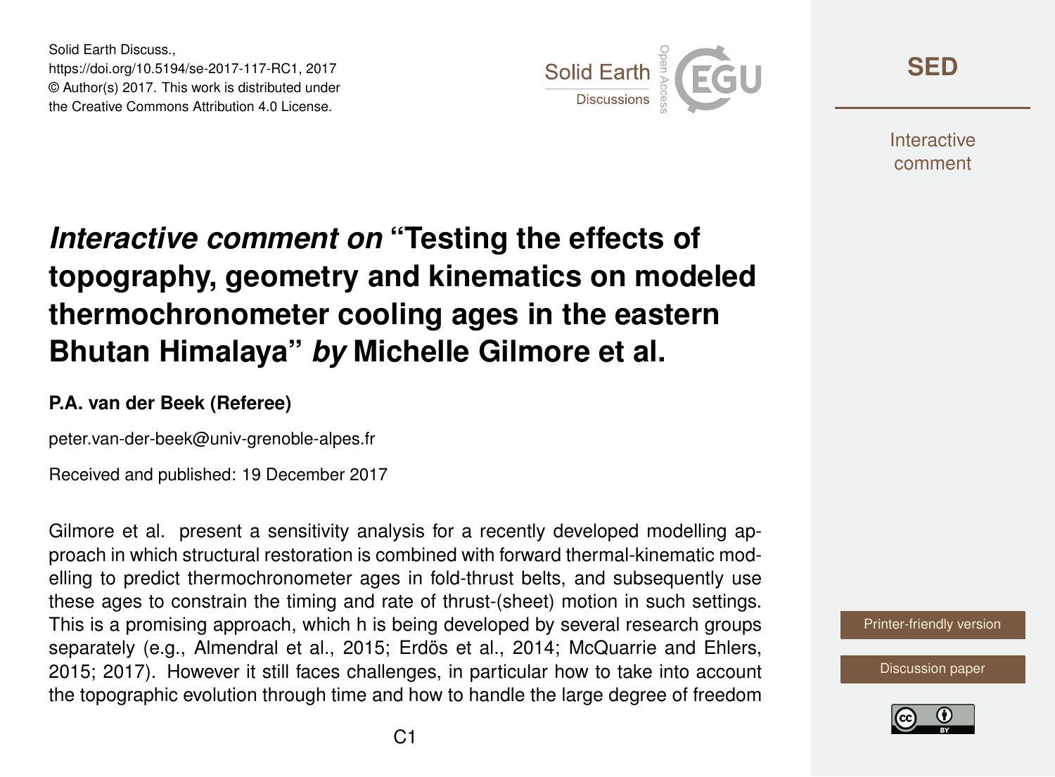Solid Earth Discuss.,
https://doi.org/10.5194/se-2017-117-RC1, 2017
© Author(s) 2017. This work is distributed under
the Creative Commons Attribution 4.0 License.

# *Interactive comment on* "Testing the effects of topography, geometry and kinematics on modeled thermochronometer cooling ages in the eastern Bhutan Himalaya" *by* Michelle Gilmore et al.

**P.A. van der Beek (Referee)**

peter.van-der-beek@univ-grenoble-alpes.fr

Received and published: 19 December 2017

Gilmore et al. present a sensitivity analysis for a recently developed modelling approach in which structural restoration is combined with forward thermal-kinematic modelling to predict thermochronometer ages in fold-thrust belts, and subsequently use these ages to constrain the timing and rate of thrust-(sheet) motion in such settings. This is a promising approach, which h is being developed by several research groups separately (e.g., Almendral et al., 2015; Erdös et al., 2014; McQuarrie and Ehlers, 2015; 2017). However it still faces challenges, in particular how to take into account the topographic evolution through time and how to handle the large degree of freedom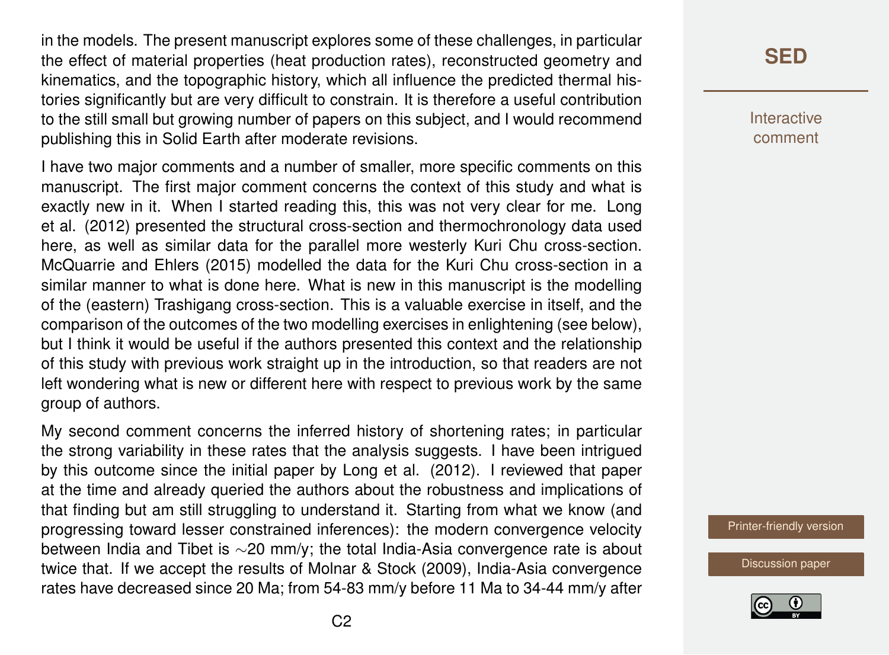in the models. The present manuscript explores some of these challenges, in particular the effect of material properties (heat production rates), reconstructed geometry and kinematics, and the topographic history, which all influence the predicted thermal histories significantly but are very difficult to constrain. It is therefore a useful contribution to the still small but growing number of papers on this subject, and I would recommend publishing this in Solid Earth after moderate revisions.

I have two major comments and a number of smaller, more specific comments on this manuscript. The first major comment concerns the context of this study and what is exactly new in it. When I started reading this, this was not very clear for me. Long et al. (2012) presented the structural cross-section and thermochronology data used here, as well as similar data for the parallel more westerly Kuri Chu cross-section. McQuarrie and Ehlers (2015) modelled the data for the Kuri Chu cross-section in a similar manner to what is done here. What is new in this manuscript is the modelling of the (eastern) Trashigang cross-section. This is a valuable exercise in itself, and the comparison of the outcomes of the two modelling exercises in enlightening (see below), but I think it would be useful if the authors presented this context and the relationship of this study with previous work straight up in the introduction, so that readers are not left wondering what is new or different here with respect to previous work by the same group of authors.

My second comment concerns the inferred history of shortening rates; in particular the strong variability in these rates that the analysis suggests. I have been intrigued by this outcome since the initial paper by Long et al. (2012). I reviewed that paper at the time and already queried the authors about the robustness and implications of that finding but am still struggling to understand it. Starting from what we know (and progressing toward lesser constrained inferences): the modern convergence velocity between India and Tibet is $\sim$20 mm/y; the total India-Asia convergence rate is about twice that. If we accept the results of Molnar & Stock (2009), India-Asia convergence rates have decreased since 20 Ma; from 54-83 mm/y before 11 Ma to 34-44 mm/y after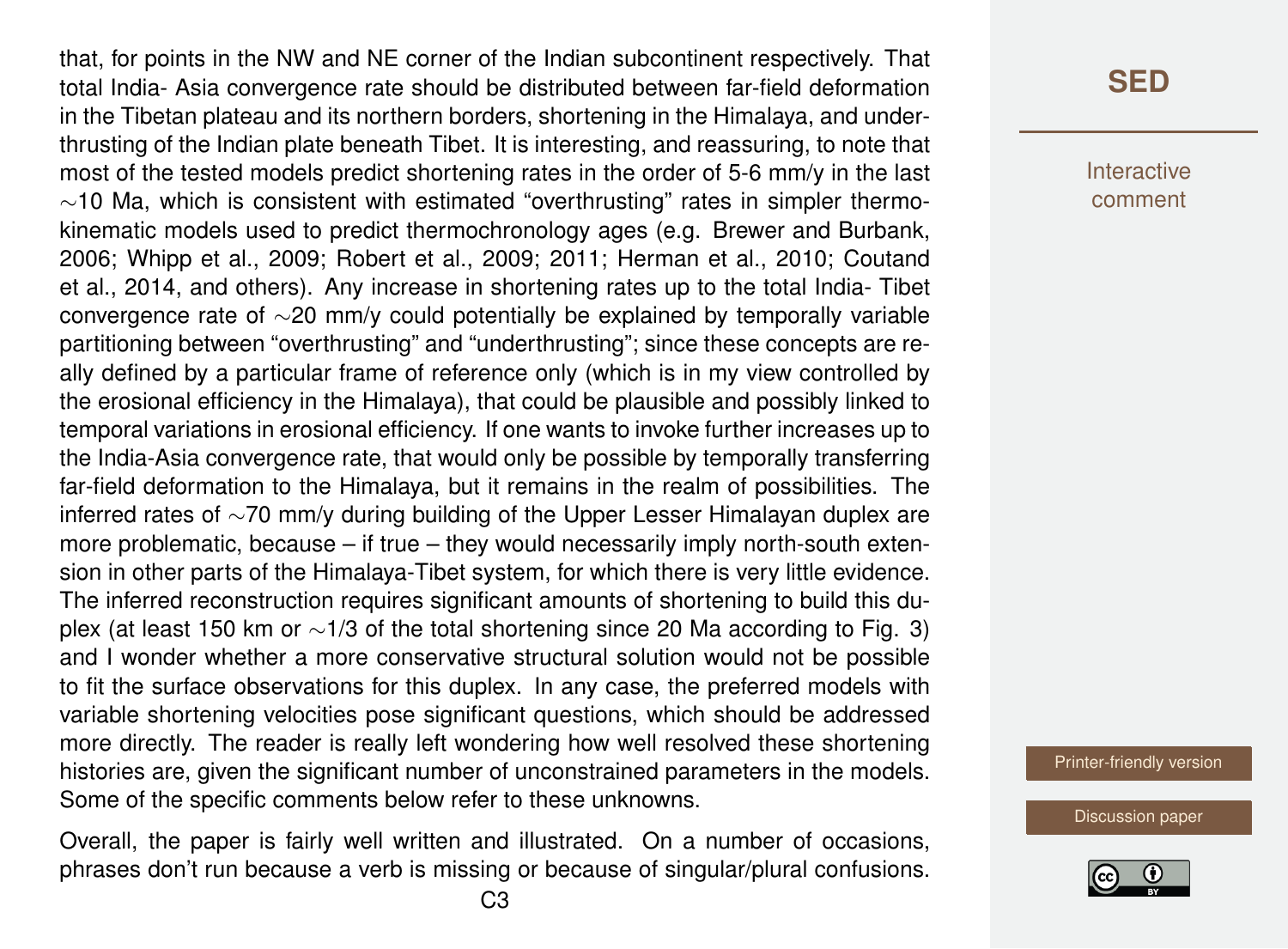that, for points in the NW and NE corner of the Indian subcontinent respectively. That total India- Asia convergence rate should be distributed between far-field deformation in the Tibetan plateau and its northern borders, shortening in the Himalaya, and underthrusting of the Indian plate beneath Tibet. It is interesting, and reassuring, to note that most of the tested models predict shortening rates in the order of 5-6 mm/y in the last $\sim$10 Ma, which is consistent with estimated "overthrusting" rates in simpler thermo-kinematic models used to predict thermochronology ages (e.g. Brewer and Burbank, 2006; Whipp et al., 2009; Robert et al., 2009; 2011; Herman et al., 2010; Coutand et al., 2014, and others). Any increase in shortening rates up to the total India- Tibet convergence rate of $\sim$20 mm/y could potentially be explained by temporally variable partitioning between "overthrusting" and "underthrusting"; since these concepts are really defined by a particular frame of reference only (which is in my view controlled by the erosional efficiency in the Himalaya), that could be plausible and possibly linked to temporal variations in erosional efficiency. If one wants to invoke further increases up to the India-Asia convergence rate, that would only be possible by temporally transferring far-field deformation to the Himalaya, but it remains in the realm of possibilities. The inferred rates of $\sim$70 mm/y during building of the Upper Lesser Himalayan duplex are more problematic, because – if true – they would necessarily imply north-south extension in other parts of the Himalaya-Tibet system, for which there is very little evidence. The inferred reconstruction requires significant amounts of shortening to build this duplex (at least 150 km or $\sim$1/3 of the total shortening since 20 Ma according to Fig. 3) and I wonder whether a more conservative structural solution would not be possible to fit the surface observations for this duplex. In any case, the preferred models with variable shortening velocities pose significant questions, which should be addressed more directly. The reader is really left wondering how well resolved these shortening histories are, given the significant number of unconstrained parameters in the models. Some of the specific comments below refer to these unknowns.

Overall, the paper is fairly well written and illustrated. On a number of occasions, phrases don't run because a verb is missing or because of singular/plural confusions.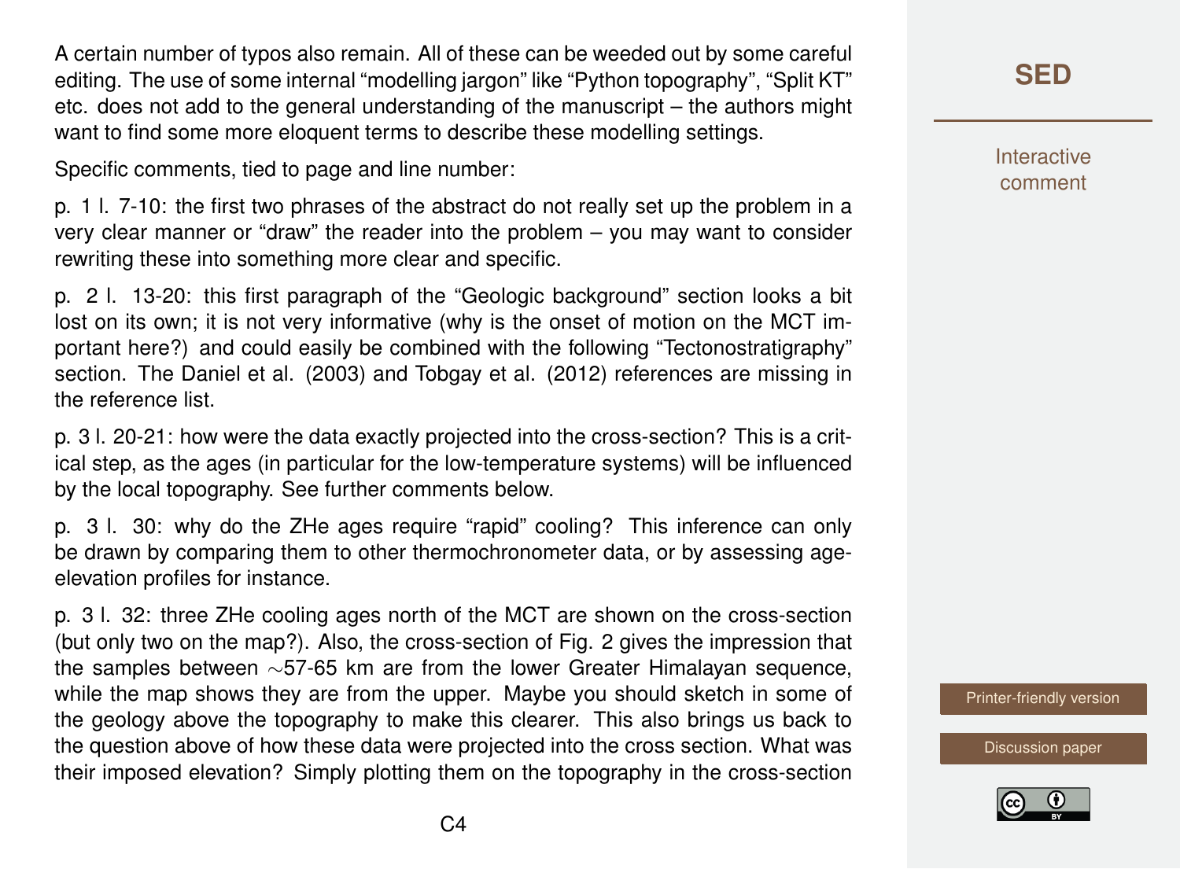A certain number of typos also remain. All of these can be weeded out by some careful editing. The use of some internal "modelling jargon" like "Python topography", "Split KT" etc. does not add to the general understanding of the manuscript – the authors might want to find some more eloquent terms to describe these modelling settings.

Specific comments, tied to page and line number:

p. 1 l. 7-10: the first two phrases of the abstract do not really set up the problem in a very clear manner or "draw" the reader into the problem – you may want to consider rewriting these into something more clear and specific.

p. 2 l. 13-20: this first paragraph of the "Geologic background" section looks a bit lost on its own; it is not very informative (why is the onset of motion on the MCT important here?) and could easily be combined with the following "Tectonostratigraphy" section. The Daniel et al. (2003) and Tobgay et al. (2012) references are missing in the reference list.

p. 3 l. 20-21: how were the data exactly projected into the cross-section? This is a critical step, as the ages (in particular for the low-temperature systems) will be influenced by the local topography. See further comments below.

p. 3 l. 30: why do the ZHe ages require "rapid" cooling? This inference can only be drawn by comparing them to other thermochronometer data, or by assessing age-elevation profiles for instance.

p. 3 l. 32: three ZHe cooling ages north of the MCT are shown on the cross-section (but only two on the map?). Also, the cross-section of Fig. 2 gives the impression that the samples between ∼57-65 km are from the lower Greater Himalayan sequence, while the map shows they are from the upper. Maybe you should sketch in some of the geology above the topography to make this clearer. This also brings us back to the question above of how these data were projected into the cross section. What was their imposed elevation? Simply plotting them on the topography in the cross-section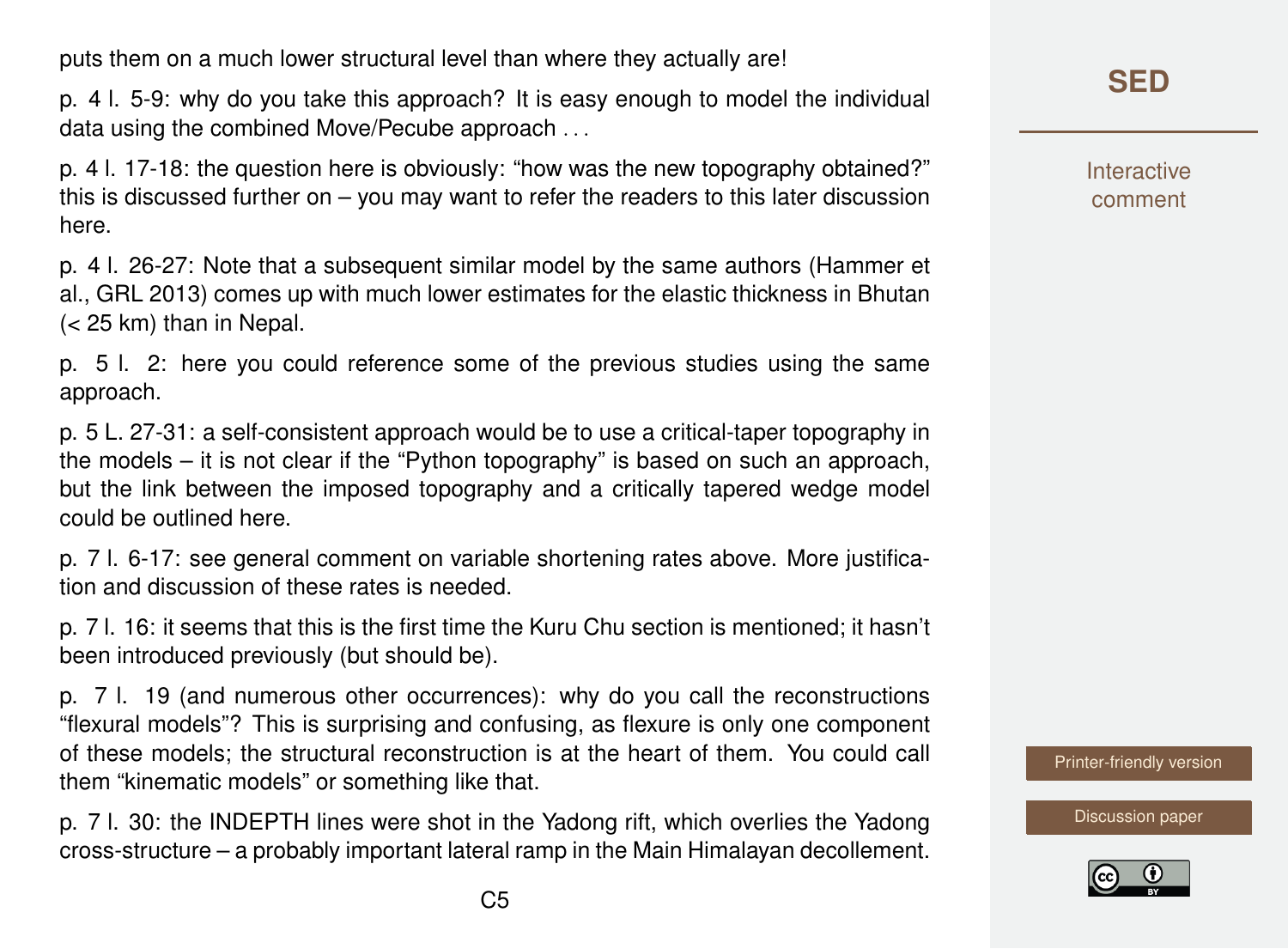puts them on a much lower structural level than where they actually are!

p. 4 l. 5-9: why do you take this approach? It is easy enough to model the individual data using the combined Move/Pecube approach . . .

p. 4 l. 17-18: the question here is obviously: "how was the new topography obtained?" this is discussed further on – you may want to refer the readers to this later discussion here.

p. 4 l. 26-27: Note that a subsequent similar model by the same authors (Hammer et al., GRL 2013) comes up with much lower estimates for the elastic thickness in Bhutan (< 25 km) than in Nepal.

p. 5 l. 2: here you could reference some of the previous studies using the same approach.

p. 5 L. 27-31: a self-consistent approach would be to use a critical-taper topography in the models – it is not clear if the "Python topography" is based on such an approach, but the link between the imposed topography and a critically tapered wedge model could be outlined here.

p. 7 l. 6-17: see general comment on variable shortening rates above. More justification and discussion of these rates is needed.

p. 7 l. 16: it seems that this is the first time the Kuru Chu section is mentioned; it hasn't been introduced previously (but should be).

p. 7 l. 19 (and numerous other occurrences): why do you call the reconstructions "flexural models"? This is surprising and confusing, as flexure is only one component of these models; the structural reconstruction is at the heart of them. You could call them "kinematic models" or something like that.

p. 7 l. 30: the INDEPTH lines were shot in the Yadong rift, which overlies the Yadong cross-structure – a probably important lateral ramp in the Main Himalayan decollement.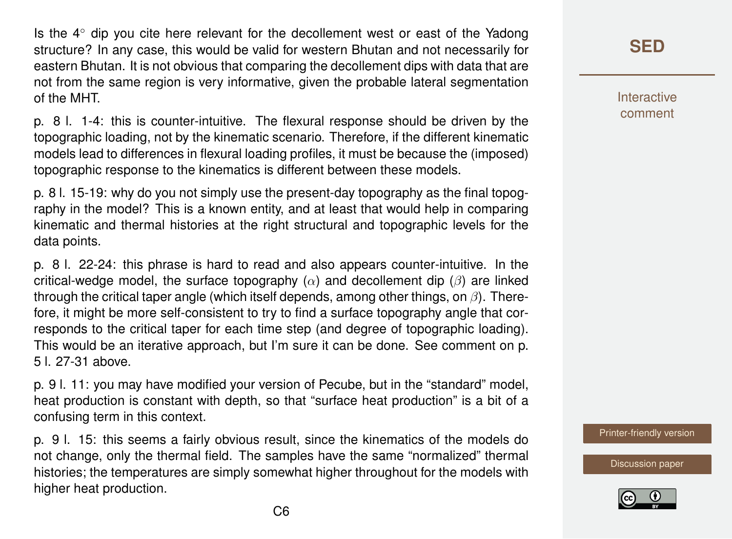Is the 4$^{\circ}$ dip you cite here relevant for the decollement west or east of the Yadong structure? In any case, this would be valid for western Bhutan and not necessarily for eastern Bhutan. It is not obvious that comparing the decollement dips with data that are not from the same region is very informative, given the probable lateral segmentation of the MHT.

p. 8 l. 1-4: this is counter-intuitive. The flexural response should be driven by the topographic loading, not by the kinematic scenario. Therefore, if the different kinematic models lead to differences in flexural loading profiles, it must be because the (imposed) topographic response to the kinematics is different between these models.

p. 8 l. 15-19: why do you not simply use the present-day topography as the final topography in the model? This is a known entity, and at least that would help in comparing kinematic and thermal histories at the right structural and topographic levels for the data points.

p. 8 l. 22-24: this phrase is hard to read and also appears counter-intuitive. In the critical-wedge model, the surface topography ($\alpha$) and decollement dip ($\beta$) are linked through the critical taper angle (which itself depends, among other things, on $\beta$). Therefore, it might be more self-consistent to try to find a surface topography angle that corresponds to the critical taper for each time step (and degree of topographic loading). This would be an iterative approach, but I'm sure it can be done. See comment on p. 5 l. 27-31 above.

p. 9 l. 11: you may have modified your version of Pecube, but in the "standard" model, heat production is constant with depth, so that "surface heat production" is a bit of a confusing term in this context.

p. 9 l. 15: this seems a fairly obvious result, since the kinematics of the models do not change, only the thermal field. The samples have the same "normalized" thermal histories; the temperatures are simply somewhat higher throughout for the models with higher heat production.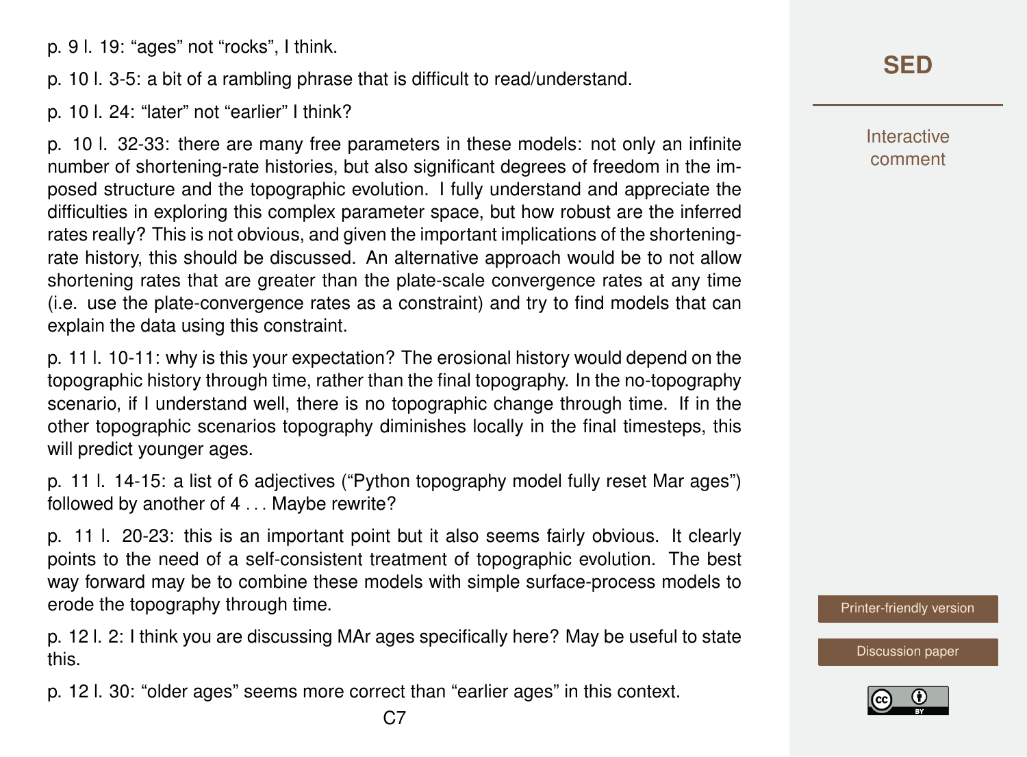p. 9 l. 19: "ages" not "rocks", I think.

p. 10 l. 3-5: a bit of a rambling phrase that is difficult to read/understand.

p. 10 l. 24: "later" not "earlier" I think?

p. 10 l. 32-33: there are many free parameters in these models: not only an infinite number of shortening-rate histories, but also significant degrees of freedom in the imposed structure and the topographic evolution. I fully understand and appreciate the difficulties in exploring this complex parameter space, but how robust are the inferred rates really? This is not obvious, and given the important implications of the shortening-rate history, this should be discussed. An alternative approach would be to not allow shortening rates that are greater than the plate-scale convergence rates at any time (i.e. use the plate-convergence rates as a constraint) and try to find models that can explain the data using this constraint.

p. 11 l. 10-11: why is this your expectation? The erosional history would depend on the topographic history through time, rather than the final topography. In the no-topography scenario, if I understand well, there is no topographic change through time. If in the other topographic scenarios topography diminishes locally in the final timesteps, this will predict younger ages.

p. 11 l. 14-15: a list of 6 adjectives ("Python topography model fully reset Mar ages") followed by another of 4 . . . Maybe rewrite?

p. 11 l. 20-23: this is an important point but it also seems fairly obvious. It clearly points to the need of a self-consistent treatment of topographic evolution. The best way forward may be to combine these models with simple surface-process models to erode the topography through time.

p. 12 l. 2: I think you are discussing MAr ages specifically here? May be useful to state this.

p. 12 l. 30: "older ages" seems more correct than "earlier ages" in this context.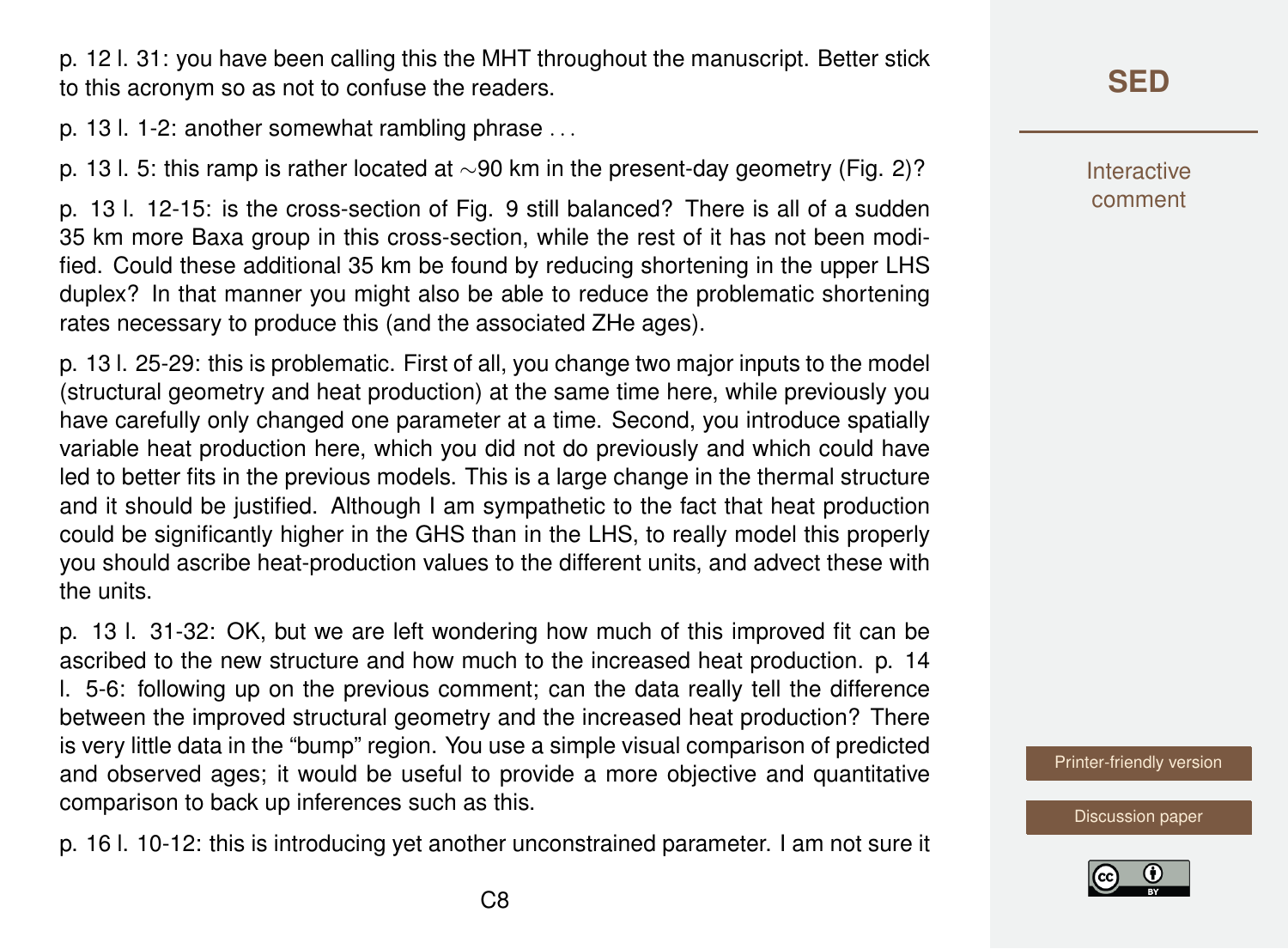p. 12 l. 31: you have been calling this the MHT throughout the manuscript. Better stick to this acronym so as not to confuse the readers.

p. 13 l. 1-2: another somewhat rambling phrase . . .

p. 13 l. 5: this ramp is rather located at ∼90 km in the present-day geometry (Fig. 2)?

p. 13 l. 12-15: is the cross-section of Fig. 9 still balanced? There is all of a sudden 35 km more Baxa group in this cross-section, while the rest of it has not been modified. Could these additional 35 km be found by reducing shortening in the upper LHS duplex? In that manner you might also be able to reduce the problematic shortening rates necessary to produce this (and the associated ZHe ages).

p. 13 l. 25-29: this is problematic. First of all, you change two major inputs to the model (structural geometry and heat production) at the same time here, while previously you have carefully only changed one parameter at a time. Second, you introduce spatially variable heat production here, which you did not do previously and which could have led to better fits in the previous models. This is a large change in the thermal structure and it should be justified. Although I am sympathetic to the fact that heat production could be significantly higher in the GHS than in the LHS, to really model this properly you should ascribe heat-production values to the different units, and advect these with the units.

p. 13 l. 31-32: OK, but we are left wondering how much of this improved fit can be ascribed to the new structure and how much to the increased heat production. p. 14 l. 5-6: following up on the previous comment; can the data really tell the difference between the improved structural geometry and the increased heat production? There is very little data in the "bump" region. You use a simple visual comparison of predicted and observed ages; it would be useful to provide a more objective and quantitative comparison to back up inferences such as this.

p. 16 l. 10-12: this is introducing yet another unconstrained parameter. I am not sure it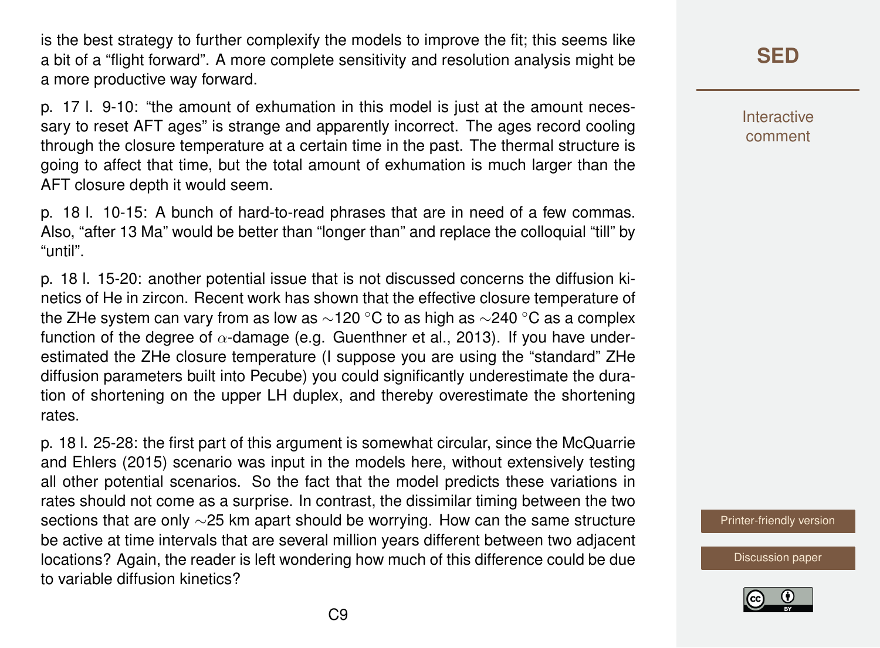is the best strategy to further complexify the models to improve the fit; this seems like a bit of a "flight forward". A more complete sensitivity and resolution analysis might be a more productive way forward.

p. 17 l. 9-10: "the amount of exhumation in this model is just at the amount necessary to reset AFT ages" is strange and apparently incorrect. The ages record cooling through the closure temperature at a certain time in the past. The thermal structure is going to affect that time, but the total amount of exhumation is much larger than the AFT closure depth it would seem.

p. 18 l. 10-15: A bunch of hard-to-read phrases that are in need of a few commas. Also, "after 13 Ma" would be better than "longer than" and replace the colloquial "till" by "until".

p. 18 l. 15-20: another potential issue that is not discussed concerns the diffusion kinetics of He in zircon. Recent work has shown that the effective closure temperature of the ZHe system can vary from as low as ∼120 °C to as high as ∼240 °C as a complex function of the degree of $\alpha$-damage (e.g. Guenthner et al., 2013). If you have underestimated the ZHe closure temperature (I suppose you are using the "standard" ZHe diffusion parameters built into Pecube) you could significantly underestimate the duration of shortening on the upper LH duplex, and thereby overestimate the shortening rates.

p. 18 l. 25-28: the first part of this argument is somewhat circular, since the McQuarrie and Ehlers (2015) scenario was input in the models here, without extensively testing all other potential scenarios. So the fact that the model predicts these variations in rates should not come as a surprise. In contrast, the dissimilar timing between the two sections that are only ∼25 km apart should be worrying. How can the same structure be active at time intervals that are several million years different between two adjacent locations? Again, the reader is left wondering how much of this difference could be due to variable diffusion kinetics?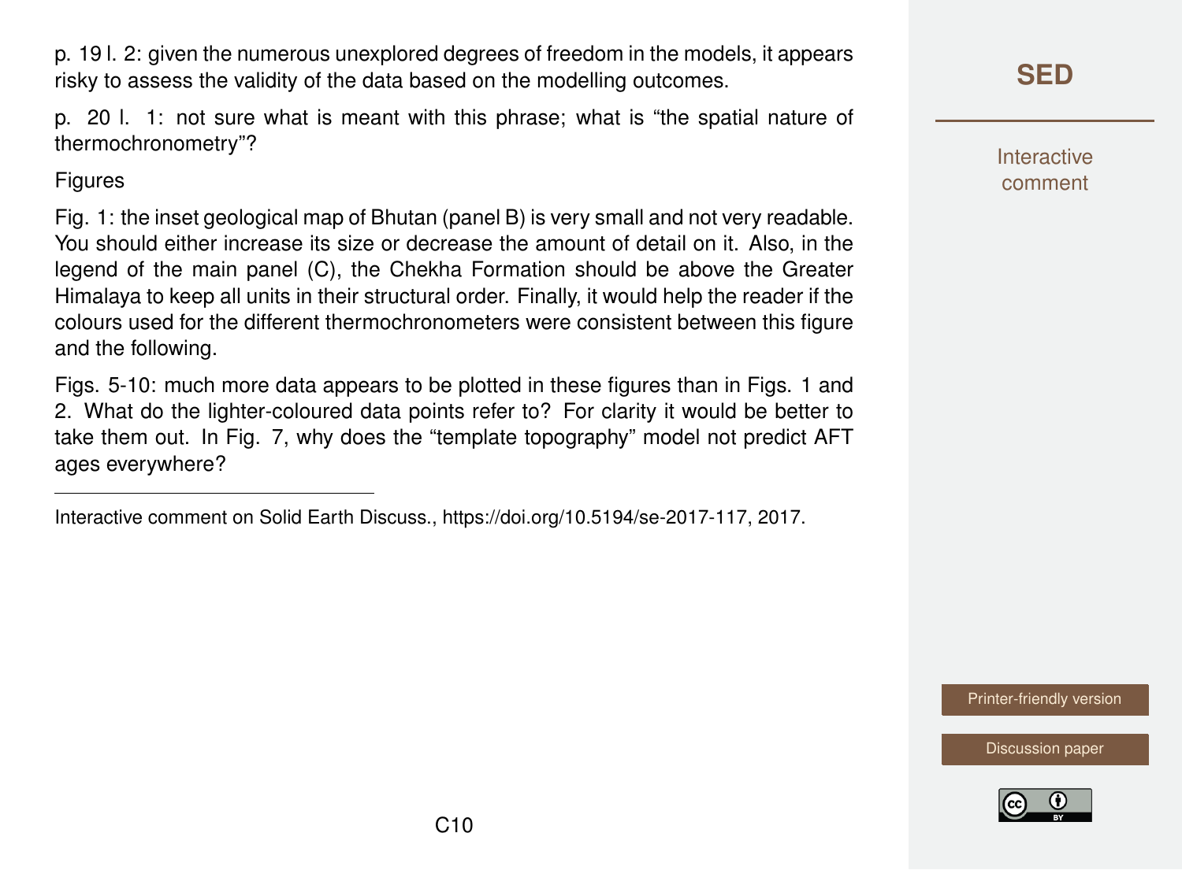p. 19 l. 2: given the numerous unexplored degrees of freedom in the models, it appears risky to assess the validity of the data based on the modelling outcomes.

p. 20 l. 1: not sure what is meant with this phrase; what is "the spatial nature of thermochronometry"?

Figures

Fig. 1: the inset geological map of Bhutan (panel B) is very small and not very readable. You should either increase its size or decrease the amount of detail on it. Also, in the legend of the main panel (C), the Chekha Formation should be above the Greater Himalaya to keep all units in their structural order. Finally, it would help the reader if the colours used for the different thermochronometers were consistent between this figure and the following.

Figs. 5-10: much more data appears to be plotted in these figures than in Figs. 1 and 2. What do the lighter-coloured data points refer to? For clarity it would be better to take them out. In Fig. 7, why does the "template topography" model not predict AFT ages everywhere?

---

Interactive comment on Solid Earth Discuss., https://doi.org/10.5194/se-2017-117, 2017.